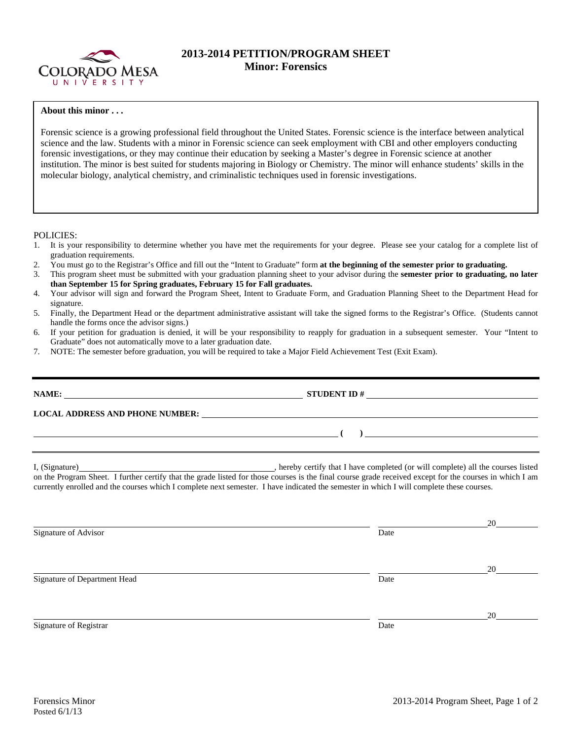# 2013-2014 PETITION/PROGRAM SHEET
## Minor: Forensics

**About this minor . . .**

Forensic science is a growing professional field throughout the United States. Forensic science is the interface between analytical science and the law. Students with a minor in Forensic science can seek employment with CBI and other employers conducting forensic investigations, or they may continue their education by seeking a Master's degree in Forensic science at another institution. The minor is best suited for students majoring in Biology or Chemistry. The minor will enhance students' skills in the molecular biology, analytical chemistry, and criminalistic techniques used in forensic investigations.

POLICIES:

1. It is your responsibility to determine whether you have met the requirements for your degree. Please see your catalog for a complete list of graduation requirements.
2. You must go to the Registrar's Office and fill out the "Intent to Graduate" form **at the beginning of the semester prior to graduating.**
3. This program sheet must be submitted with your graduation planning sheet to your advisor during the **semester prior to graduating, no later than September 15 for Spring graduates, February 15 for Fall graduates.**
4. Your advisor will sign and forward the Program Sheet, Intent to Graduate Form, and Graduation Planning Sheet to the Department Head for signature.
5. Finally, the Department Head or the department administrative assistant will take the signed forms to the Registrar's Office. (Students cannot handle the forms once the advisor signs.)
6. If your petition for graduation is denied, it will be your responsibility to reapply for graduation in a subsequent semester. Your "Intent to Graduate" does not automatically move to a later graduation date.
7. NOTE: The semester before graduation, you will be required to take a Major Field Achievement Test (Exit Exam).

---

**NAME:** ______________________ **STUDENT ID #** ______________________

**LOCAL ADDRESS AND PHONE NUMBER:** ______________________

______________________ **(    )** ______________________

---

I, (Signature)______________________, hereby certify that I have completed (or will complete) all the courses listed on the Program Sheet. I further certify that the grade listed for those courses is the final course grade received except for the courses in which I am currently enrolled and the courses which I complete next semester. I have indicated the semester in which I will complete these courses.

______________________ ______________ 20______

Signature of Advisor Date

______________________ ______________ 20______

Signature of Department Head Date

______________________ ______________ 20______

Signature of Registrar Date

Forensics Minor
Posted 6/1/13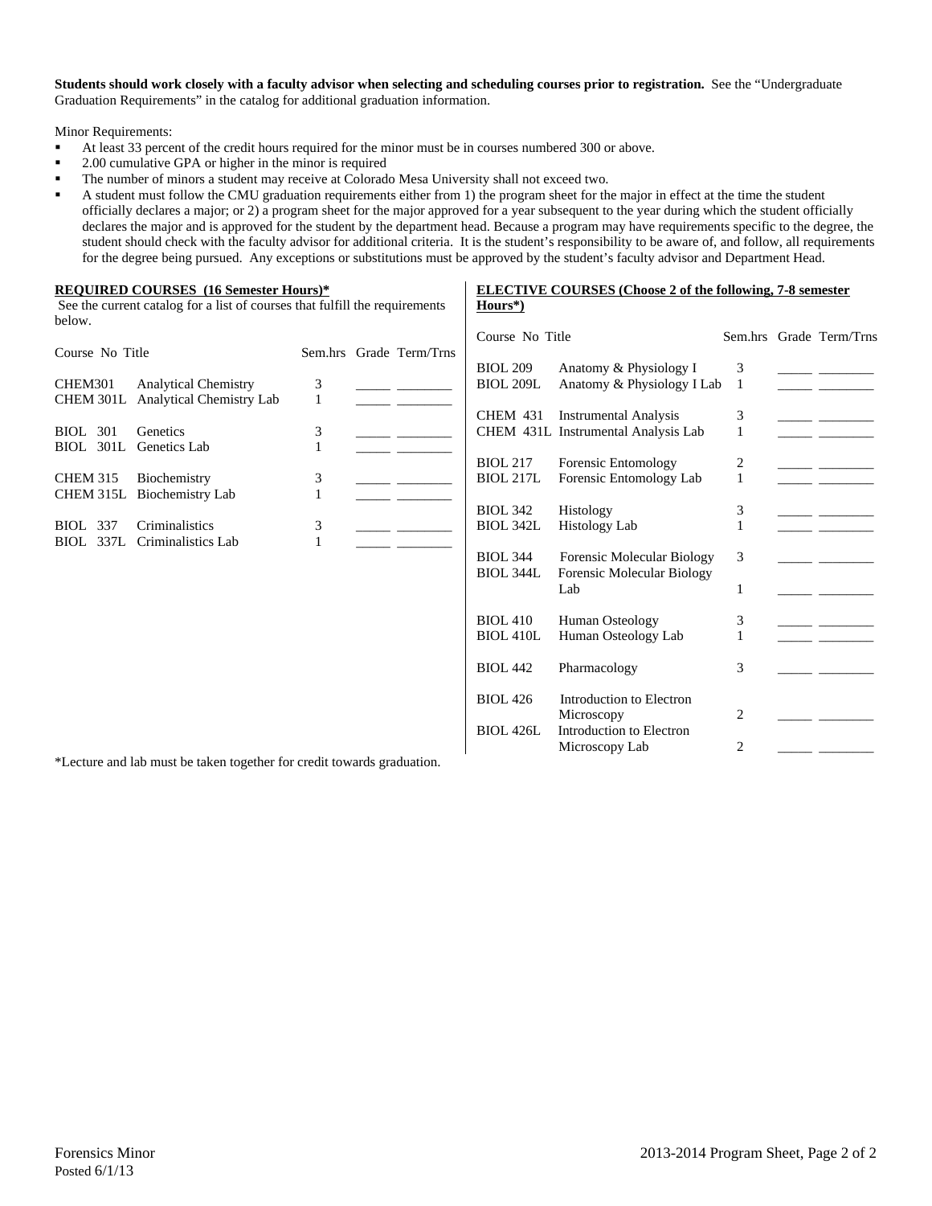**Students should work closely with a faculty advisor when selecting and scheduling courses prior to registration.** See the "Undergraduate Graduation Requirements" in the catalog for additional graduation information.

Minor Requirements:

- At least 33 percent of the credit hours required for the minor must be in courses numbered 300 or above.
- 2.00 cumulative GPA or higher in the minor is required
- The number of minors a student may receive at Colorado Mesa University shall not exceed two.
- A student must follow the CMU graduation requirements either from 1) the program sheet for the major in effect at the time the student officially declares a major; or 2) a program sheet for the major approved for a year subsequent to the year during which the student officially declares the major and is approved for the student by the department head. Because a program may have requirements specific to the degree, the student should check with the faculty advisor for additional criteria. It is the student's responsibility to be aware of, and follow, all requirements for the degree being pursued. Any exceptions or substitutions must be approved by the student's faculty advisor and Department Head.

**REQUIRED COURSES (16 Semester Hours)***

See the current catalog for a list of courses that fulfill the requirements below.

| Course No | Title | Sem.hrs | Grade | Term/Trns |
|---|---|---|---|---|
| CHEM301 | Analytical Chemistry | 3 | _____ | ________ |
| CHEM 301L | Analytical Chemistry Lab | 1 | _____ | ________ |
| BIOL 301 | Genetics | 3 | _____ | ________ |
| BIOL 301L | Genetics Lab | 1 | _____ | ________ |
| CHEM 315 | Biochemistry | 3 | _____ | ________ |
| CHEM 315L | Biochemistry Lab | 1 | _____ | ________ |
| BIOL 337 | Criminalistics | 3 | _____ | ________ |
| BIOL 337L | Criminalistics Lab | 1 | _____ | ________ |

*Lecture and lab must be taken together for credit towards graduation.

**ELECTIVE COURSES (Choose 2 of the following, 7-8 semester Hours*)**

| Course No | Title | Sem.hrs | Grade | Term/Trns |
|---|---|---|---|---|
| BIOL 209 | Anatomy & Physiology I | 3 | _____ | ________ |
| BIOL 209L | Anatomy & Physiology I Lab | 1 | _____ | ________ |
| CHEM 431 | Instrumental Analysis | 3 | _____ | ________ |
| CHEM 431L | Instrumental Analysis Lab | 1 | _____ | ________ |
| BIOL 217 | Forensic Entomology | 2 | _____ | ________ |
| BIOL 217L | Forensic Entomology Lab | 1 | _____ | ________ |
| BIOL 342 | Histology | 3 | _____ | ________ |
| BIOL 342L | Histology Lab | 1 | _____ | ________ |
| BIOL 344 | Forensic Molecular Biology | 3 | _____ | ________ |
| BIOL 344L | Forensic Molecular Biology Lab | 1 | _____ | ________ |
| BIOL 410 | Human Osteology | 3 | _____ | ________ |
| BIOL 410L | Human Osteology Lab | 1 | _____ | ________ |
| BIOL 442 | Pharmacology | 3 | _____ | ________ |
| BIOL 426 | Introduction to Electron Microscopy | 2 | _____ | ________ |
| BIOL 426L | Introduction to Electron Microscopy Lab | 2 | _____ | ________ |

Forensics Minor
Posted 6/1/13